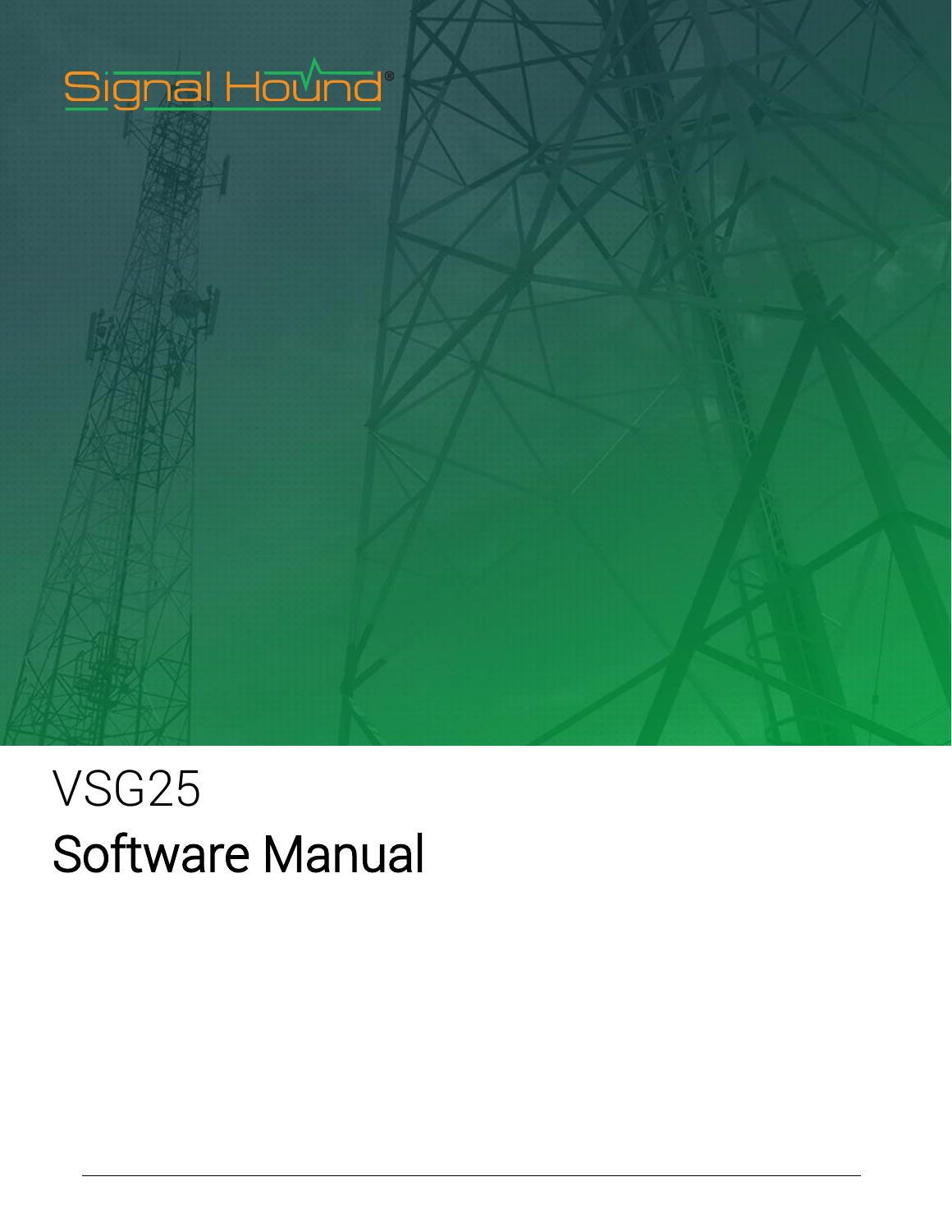Signal Hound®

# VSG25

## Software Manual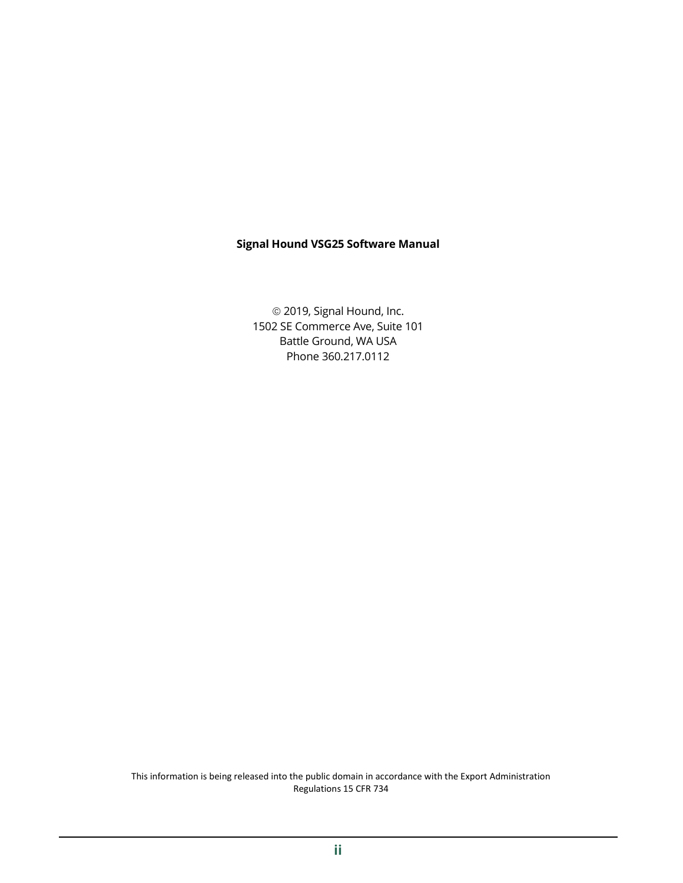**Signal Hound VSG25 Software Manual**

© 2019, Signal Hound, Inc.
1502 SE Commerce Ave, Suite 101
Battle Ground, WA USA
Phone 360.217.0112

This information is being released into the public domain in accordance with the Export Administration Regulations 15 CFR 734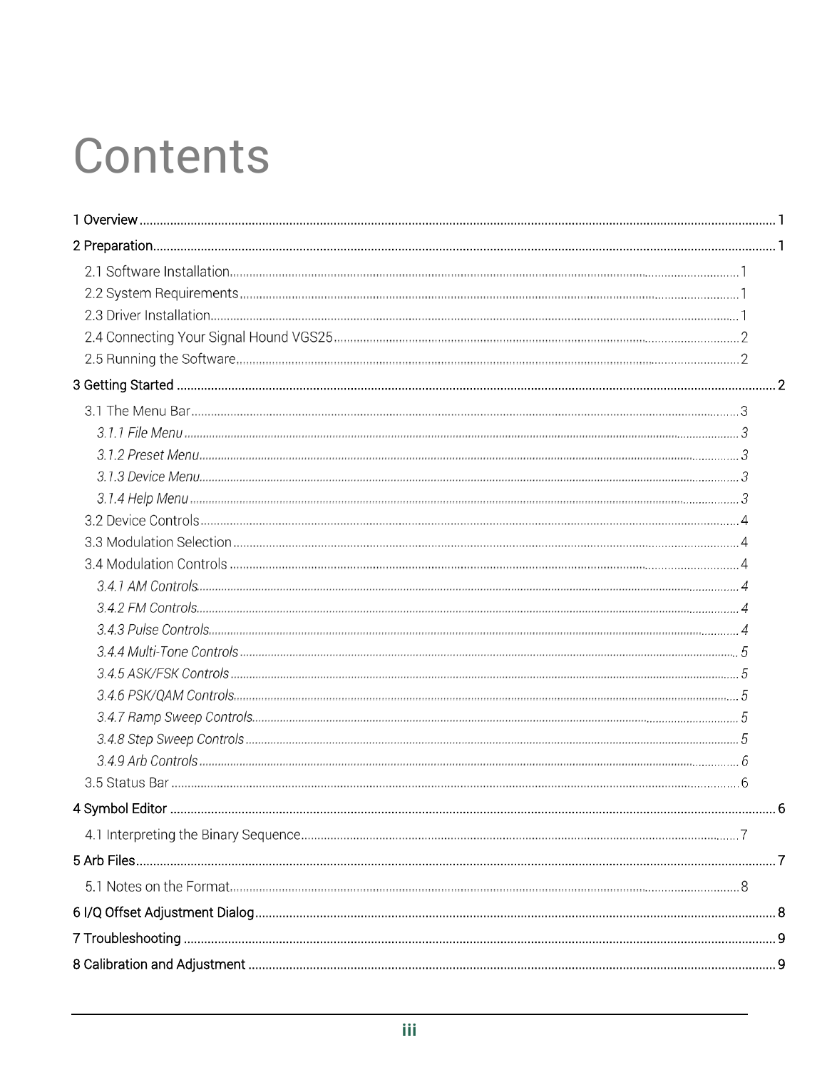# Contents

1 Overview ..... 1

2 Preparation ..... 1

- 2.1 Software Installation ..... 1
- 2.2 System Requirements ..... 1
- 2.3 Driver Installation ..... 1
- 2.4 Connecting Your Signal Hound VGS25 ..... 2
- 2.5 Running the Software ..... 2

3 Getting Started ..... 2

- 3.1 The Menu Bar ..... 3
  - *3.1.1 File Menu ..... 3*
  - *3.1.2 Preset Menu ..... 3*
  - *3.1.3 Device Menu ..... 3*
  - *3.1.4 Help Menu ..... 3*
- 3.2 Device Controls ..... 4
- 3.3 Modulation Selection ..... 4
- 3.4 Modulation Controls ..... 4
  - *3.4.1 AM Controls ..... 4*
  - *3.4.2 FM Controls ..... 4*
  - *3.4.3 Pulse Controls ..... 4*
  - *3.4.4 Multi-Tone Controls ..... 5*
  - *3.4.5 ASK/FSK Controls ..... 5*
  - *3.4.6 PSK/QAM Controls ..... 5*
  - *3.4.7 Ramp Sweep Controls ..... 5*
  - *3.4.8 Step Sweep Controls ..... 5*
  - *3.4.9 Arb Controls ..... 6*
- 3.5 Status Bar ..... 6

4 Symbol Editor ..... 6

- 4.1 Interpreting the Binary Sequence ..... 7

5 Arb Files ..... 7

- 5.1 Notes on the Format ..... 8

6 I/Q Offset Adjustment Dialog ..... 8

7 Troubleshooting ..... 9

8 Calibration and Adjustment ..... 9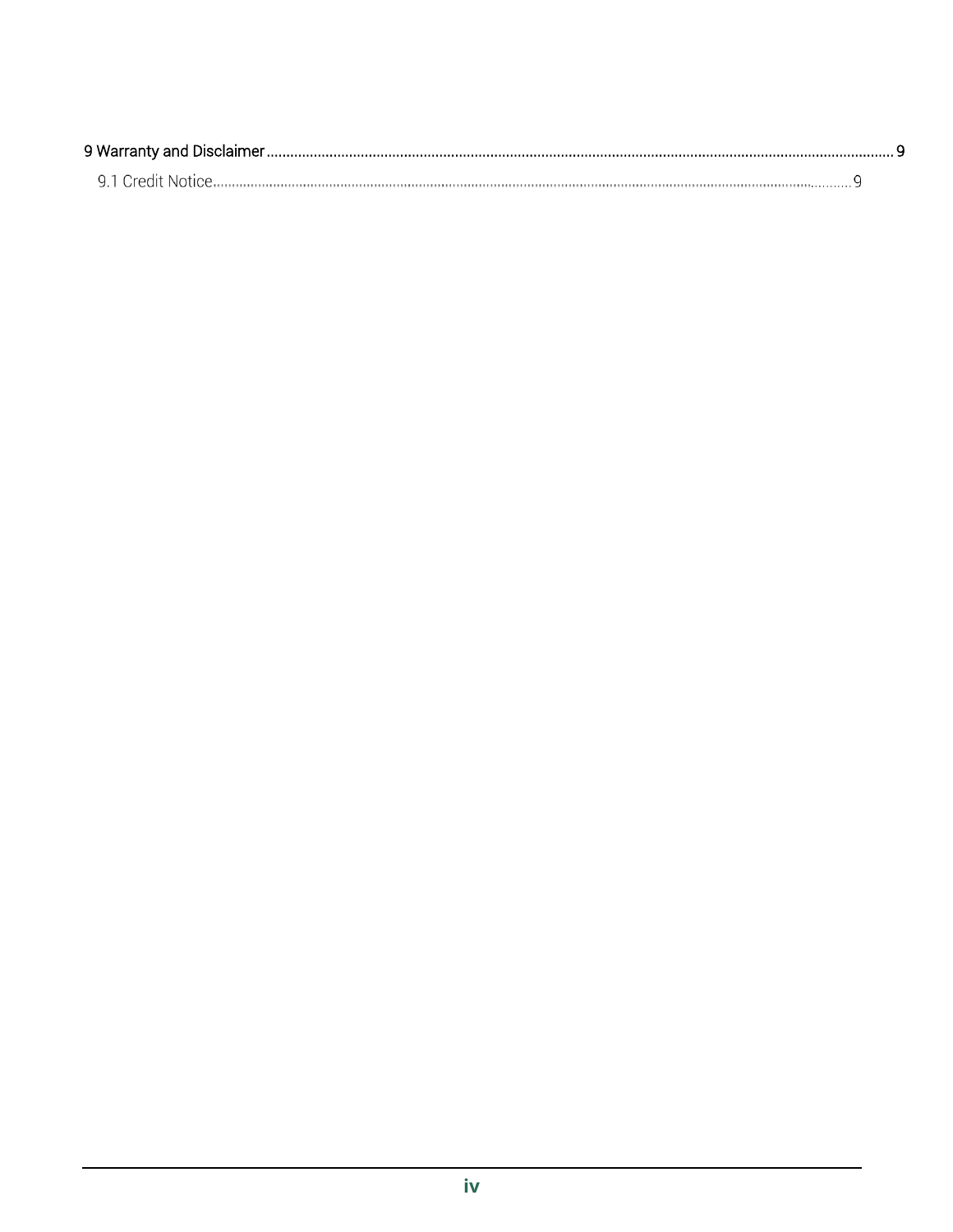9 Warranty and Disclaimer ..... 9

- 9.1 Credit Notice ..... 9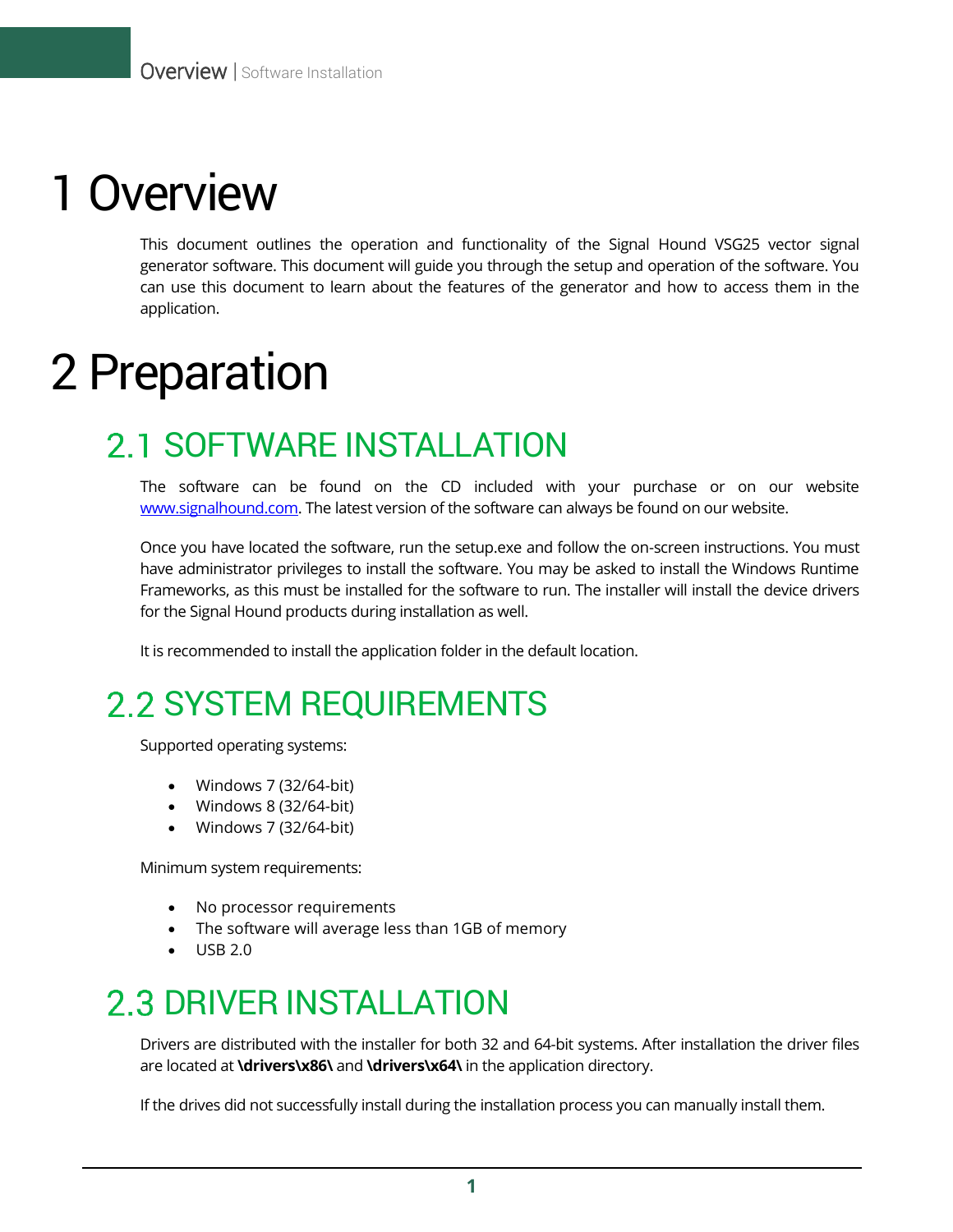# 1 Overview

This document outlines the operation and functionality of the Signal Hound VSG25 vector signal generator software. This document will guide you through the setup and operation of the software. You can use this document to learn about the features of the generator and how to access them in the application.

# 2 Preparation

## 2.1 SOFTWARE INSTALLATION

The software can be found on the CD included with your purchase or on our website [www.signalhound.com](http://www.signalhound.com). The latest version of the software can always be found on our website.

Once you have located the software, run the setup.exe and follow the on-screen instructions. You must have administrator privileges to install the software. You may be asked to install the Windows Runtime Frameworks, as this must be installed for the software to run. The installer will install the device drivers for the Signal Hound products during installation as well.

It is recommended to install the application folder in the default location.

## 2.2 SYSTEM REQUIREMENTS

Supported operating systems:

- Windows 7 (32/64-bit)
- Windows 8 (32/64-bit)
- Windows 7 (32/64-bit)

Minimum system requirements:

- No processor requirements
- The software will average less than 1GB of memory
- USB 2.0

## 2.3 DRIVER INSTALLATION

Drivers are distributed with the installer for both 32 and 64-bit systems. After installation the driver files are located at **\drivers\x86\** and **\drivers\x64\** in the application directory.

If the drives did not successfully install during the installation process you can manually install them.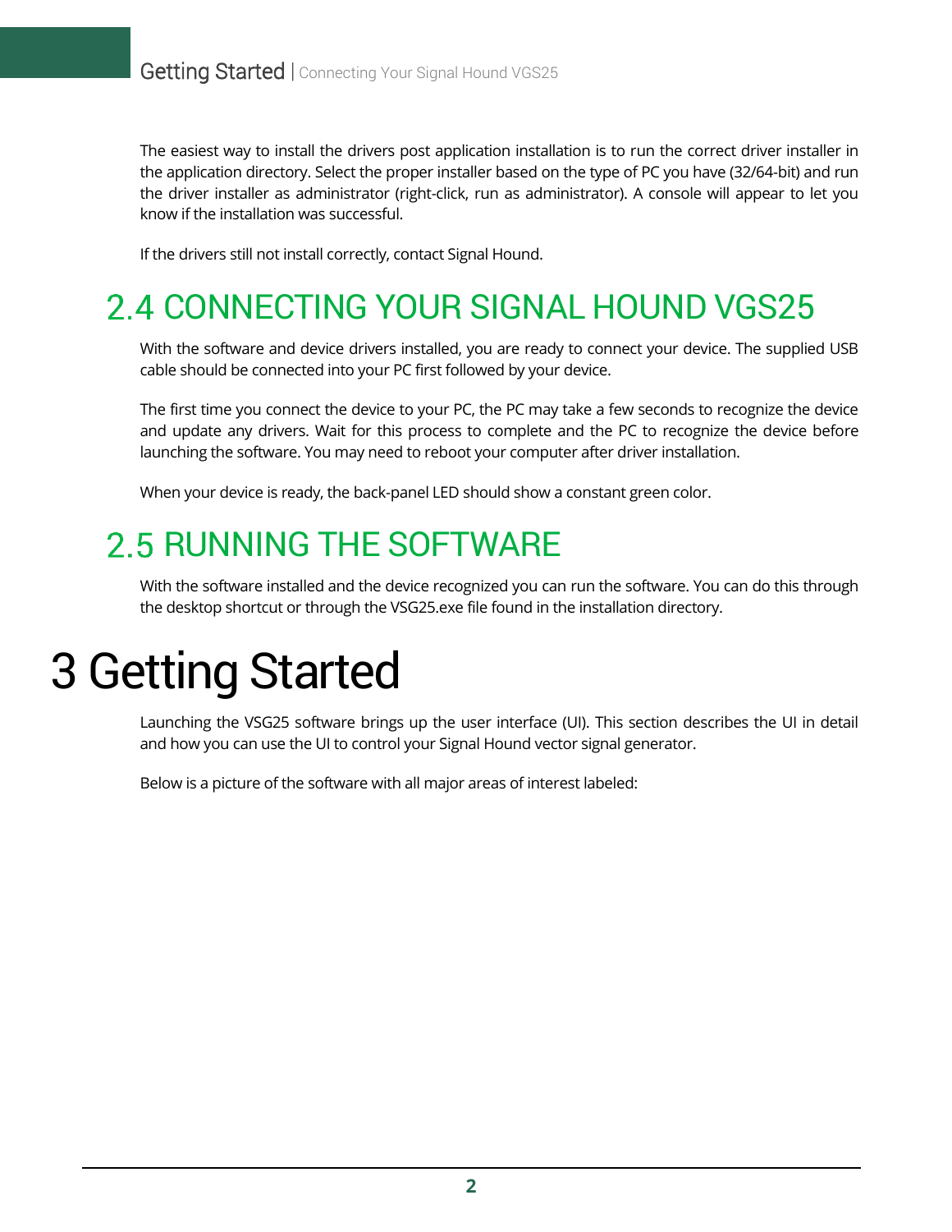The easiest way to install the drivers post application installation is to run the correct driver installer in the application directory. Select the proper installer based on the type of PC you have (32/64-bit) and run the driver installer as administrator (right-click, run as administrator). A console will appear to let you know if the installation was successful.

If the drivers still not install correctly, contact Signal Hound.

## 2.4 CONNECTING YOUR SIGNAL HOUND VGS25

With the software and device drivers installed, you are ready to connect your device. The supplied USB cable should be connected into your PC first followed by your device.

The first time you connect the device to your PC, the PC may take a few seconds to recognize the device and update any drivers. Wait for this process to complete and the PC to recognize the device before launching the software. You may need to reboot your computer after driver installation.

When your device is ready, the back-panel LED should show a constant green color.

## 2.5 RUNNING THE SOFTWARE

With the software installed and the device recognized you can run the software. You can do this through the desktop shortcut or through the VSG25.exe file found in the installation directory.

# 3 Getting Started

Launching the VSG25 software brings up the user interface (UI). This section describes the UI in detail and how you can use the UI to control your Signal Hound vector signal generator.

Below is a picture of the software with all major areas of interest labeled: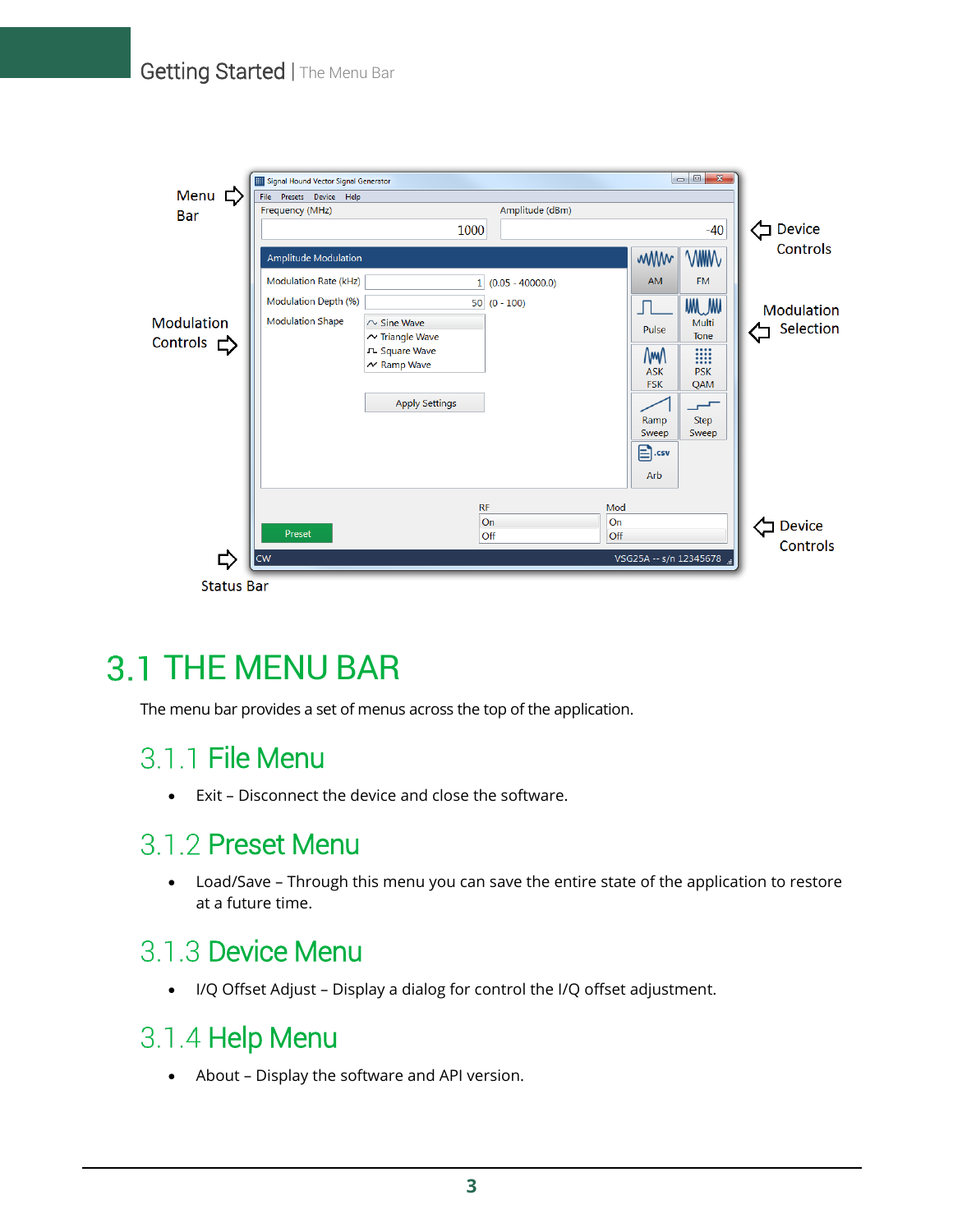## 3.1 THE MENU BAR

The menu bar provides a set of menus across the top of the application.

### 3.1.1 File Menu

- Exit – Disconnect the device and close the software.

### 3.1.2 Preset Menu

- Load/Save – Through this menu you can save the entire state of the application to restore at a future time.

### 3.1.3 Device Menu

- I/Q Offset Adjust – Display a dialog for control the I/Q offset adjustment.

### 3.1.4 Help Menu

- About – Display the software and API version.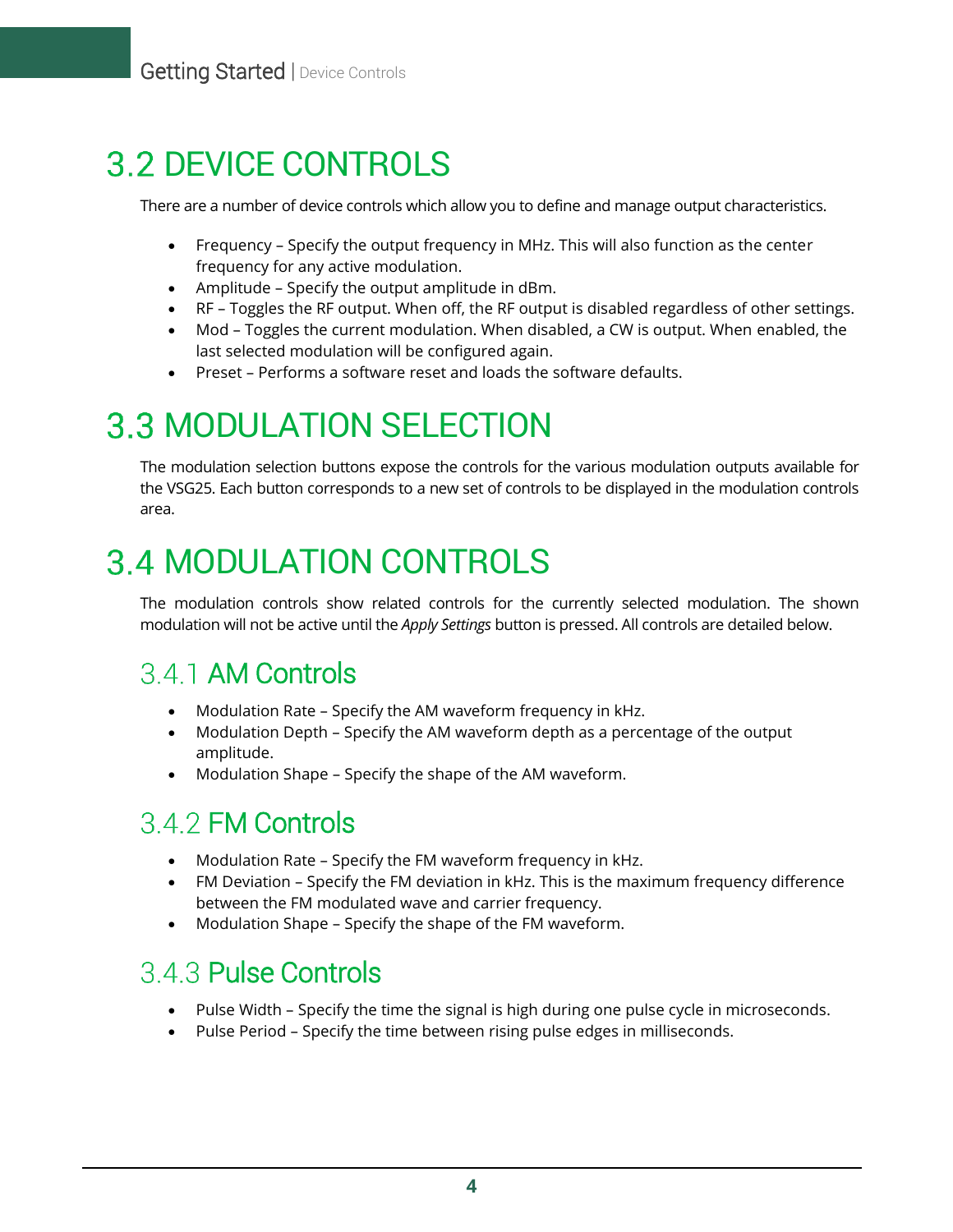# 3.2 DEVICE CONTROLS

There are a number of device controls which allow you to define and manage output characteristics.

- Frequency – Specify the output frequency in MHz. This will also function as the center frequency for any active modulation.
- Amplitude – Specify the output amplitude in dBm.
- RF – Toggles the RF output. When off, the RF output is disabled regardless of other settings.
- Mod – Toggles the current modulation. When disabled, a CW is output. When enabled, the last selected modulation will be configured again.
- Preset – Performs a software reset and loads the software defaults.

# 3.3 MODULATION SELECTION

The modulation selection buttons expose the controls for the various modulation outputs available for the VSG25. Each button corresponds to a new set of controls to be displayed in the modulation controls area.

# 3.4 MODULATION CONTROLS

The modulation controls show related controls for the currently selected modulation. The shown modulation will not be active until the *Apply Settings* button is pressed. All controls are detailed below.

## 3.4.1 AM Controls

- Modulation Rate – Specify the AM waveform frequency in kHz.
- Modulation Depth – Specify the AM waveform depth as a percentage of the output amplitude.
- Modulation Shape – Specify the shape of the AM waveform.

## 3.4.2 FM Controls

- Modulation Rate – Specify the FM waveform frequency in kHz.
- FM Deviation – Specify the FM deviation in kHz. This is the maximum frequency difference between the FM modulated wave and carrier frequency.
- Modulation Shape – Specify the shape of the FM waveform.

## 3.4.3 Pulse Controls

- Pulse Width – Specify the time the signal is high during one pulse cycle in microseconds.
- Pulse Period – Specify the time between rising pulse edges in milliseconds.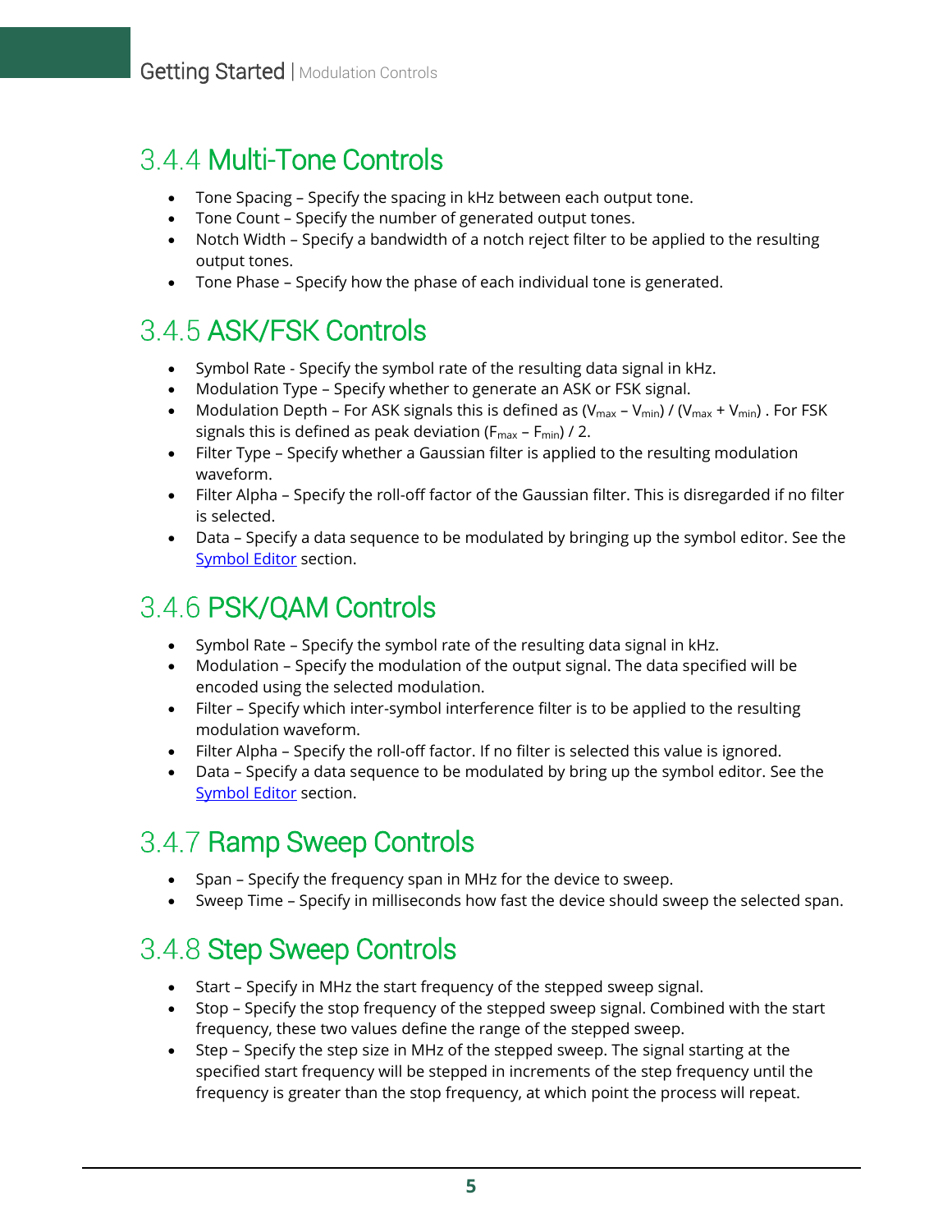### 3.4.4 Multi-Tone Controls

- Tone Spacing – Specify the spacing in kHz between each output tone.
- Tone Count – Specify the number of generated output tones.
- Notch Width – Specify a bandwidth of a notch reject filter to be applied to the resulting output tones.
- Tone Phase – Specify how the phase of each individual tone is generated.

### 3.4.5 ASK/FSK Controls

- Symbol Rate - Specify the symbol rate of the resulting data signal in kHz.
- Modulation Type – Specify whether to generate an ASK or FSK signal.
- Modulation Depth – For ASK signals this is defined as ($V_{max}$ – $V_{min}$) / ($V_{max}$ + $V_{min}$) . For FSK signals this is defined as peak deviation ($F_{max}$ – $F_{min}$) / 2.
- Filter Type – Specify whether a Gaussian filter is applied to the resulting modulation waveform.
- Filter Alpha – Specify the roll-off factor of the Gaussian filter. This is disregarded if no filter is selected.
- Data – Specify a data sequence to be modulated by bringing up the symbol editor. See the Symbol Editor section.

### 3.4.6 PSK/QAM Controls

- Symbol Rate – Specify the symbol rate of the resulting data signal in kHz.
- Modulation – Specify the modulation of the output signal. The data specified will be encoded using the selected modulation.
- Filter – Specify which inter-symbol interference filter is to be applied to the resulting modulation waveform.
- Filter Alpha – Specify the roll-off factor. If no filter is selected this value is ignored.
- Data – Specify a data sequence to be modulated by bring up the symbol editor. See the Symbol Editor section.

### 3.4.7 Ramp Sweep Controls

- Span – Specify the frequency span in MHz for the device to sweep.
- Sweep Time – Specify in milliseconds how fast the device should sweep the selected span.

### 3.4.8 Step Sweep Controls

- Start – Specify in MHz the start frequency of the stepped sweep signal.
- Stop – Specify the stop frequency of the stepped sweep signal. Combined with the start frequency, these two values define the range of the stepped sweep.
- Step – Specify the step size in MHz of the stepped sweep. The signal starting at the specified start frequency will be stepped in increments of the step frequency until the frequency is greater than the stop frequency, at which point the process will repeat.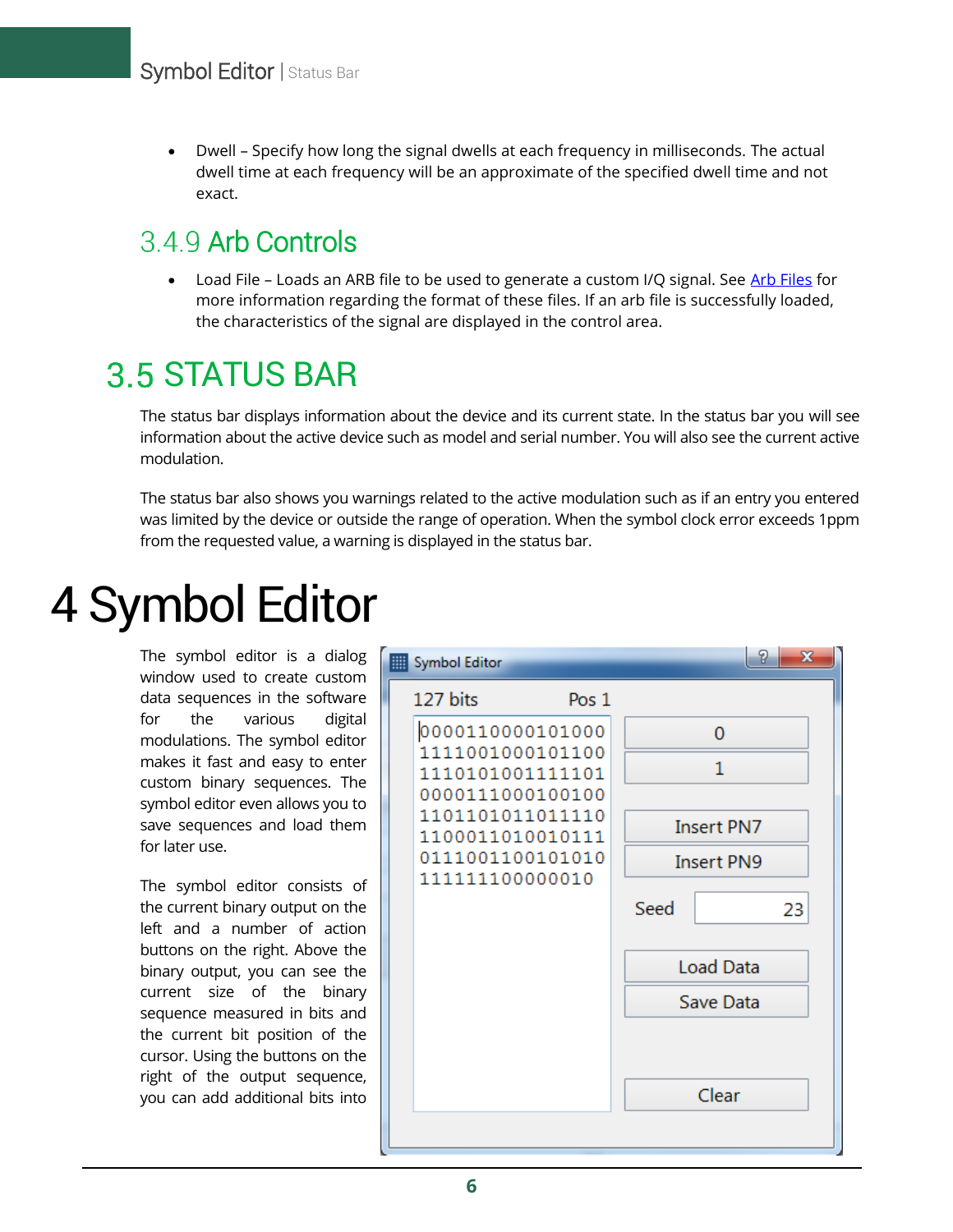- Dwell – Specify how long the signal dwells at each frequency in milliseconds. The actual dwell time at each frequency will be an approximate of the specified dwell time and not exact.

### 3.4.9 Arb Controls

- Load File – Loads an ARB file to be used to generate a custom I/Q signal. See Arb Files for more information regarding the format of these files. If an arb file is successfully loaded, the characteristics of the signal are displayed in the control area.

## 3.5 STATUS BAR

The status bar displays information about the device and its current state. In the status bar you will see information about the active device such as model and serial number. You will also see the current active modulation.

The status bar also shows you warnings related to the active modulation such as if an entry you entered was limited by the device or outside the range of operation. When the symbol clock error exceeds 1ppm from the requested value, a warning is displayed in the status bar.

# 4 Symbol Editor

The symbol editor is a dialog window used to create custom data sequences in the software for the various digital modulations. The symbol editor makes it fast and easy to enter custom binary sequences. The symbol editor even allows you to save sequences and load them for later use.

The symbol editor consists of the current binary output on the left and a number of action buttons on the right. Above the binary output, you can see the current size of the binary sequence measured in bits and the current bit position of the cursor. Using the buttons on the right of the output sequence, you can add additional bits into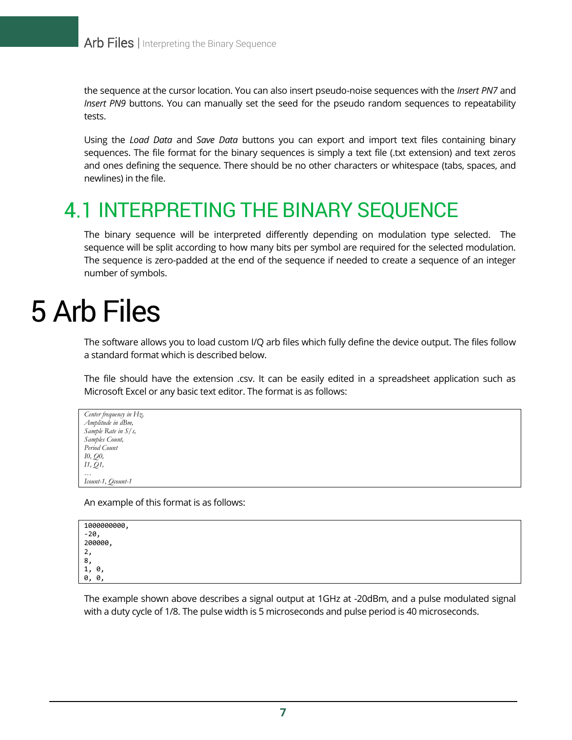the sequence at the cursor location. You can also insert pseudo-noise sequences with the *Insert PN7* and *Insert PN9* buttons. You can manually set the seed for the pseudo random sequences to repeatability tests.

Using the *Load Data* and *Save Data* buttons you can export and import text files containing binary sequences. The file format for the binary sequences is simply a text file (.txt extension) and text zeros and ones defining the sequence. There should be no other characters or whitespace (tabs, spaces, and newlines) in the file.

## 4.1 INTERPRETING THE BINARY SEQUENCE

The binary sequence will be interpreted differently depending on modulation type selected. The sequence will be split according to how many bits per symbol are required for the selected modulation. The sequence is zero-padded at the end of the sequence if needed to create a sequence of an integer number of symbols.

# 5 Arb Files

The software allows you to load custom I/Q arb files which fully define the device output. The files follow a standard format which is described below.

The file should have the extension .csv. It can be easily edited in a spreadsheet application such as Microsoft Excel or any basic text editor. The format is as follows:

```
Center frequency in Hz,
Amplitude in dBm,
Sample Rate in S/s,
Samples Count,
Period Count
I0, Q0,
I1, Q1,
…
Icount-1, Qcount-1
```

An example of this format is as follows:

```
1000000000,
-20,
200000,
2,
8,
1, 0,
0, 0,
```

The example shown above describes a signal output at 1GHz at -20dBm, and a pulse modulated signal with a duty cycle of 1/8. The pulse width is 5 microseconds and pulse period is 40 microseconds.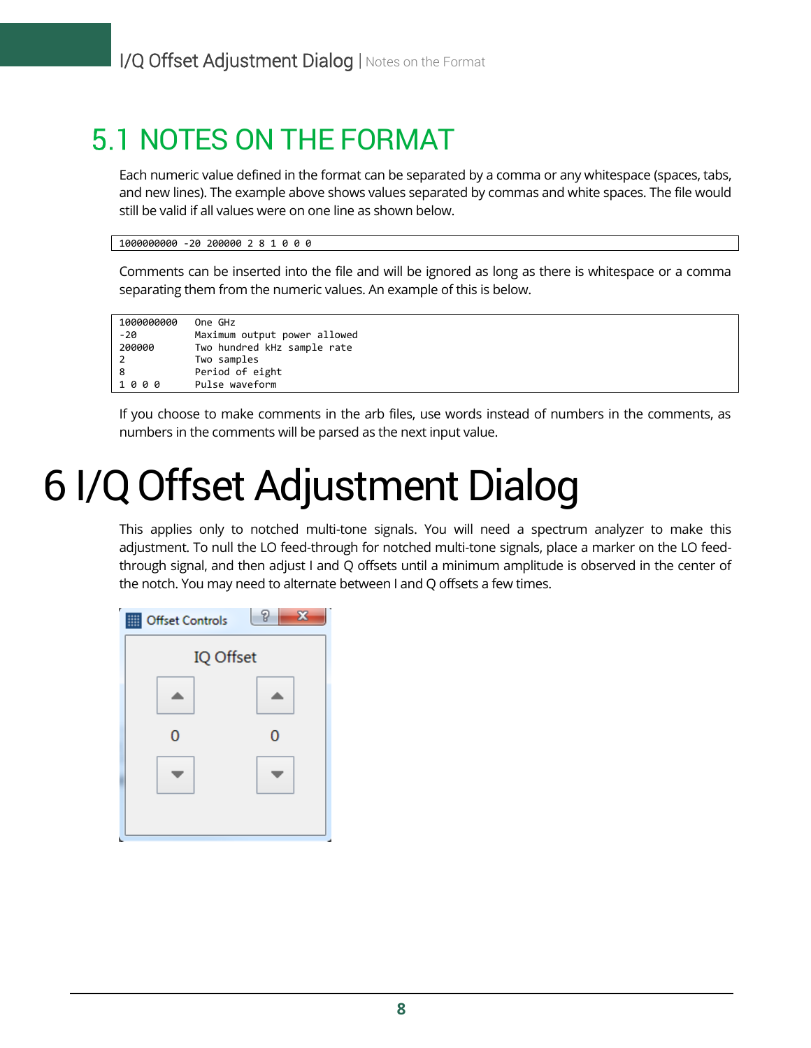## 5.1 NOTES ON THE FORMAT

Each numeric value defined in the format can be separated by a comma or any whitespace (spaces, tabs, and new lines). The example above shows values separated by commas and white spaces. The file would still be valid if all values were on one line as shown below.

```
1000000000 -20 200000 2 8 1 0 0 0
```

Comments can be inserted into the file and will be ignored as long as there is whitespace or a comma separating them from the numeric values. An example of this is below.

```
1000000000    One GHz
-20           Maximum output power allowed
200000        Two hundred kHz sample rate
2             Two samples
8             Period of eight
1 0 0 0       Pulse waveform
```

If you choose to make comments in the arb files, use words instead of numbers in the comments, as numbers in the comments will be parsed as the next input value.

# 6 I/Q Offset Adjustment Dialog

This applies only to notched multi-tone signals. You will need a spectrum analyzer to make this adjustment. To null the LO feed-through for notched multi-tone signals, place a marker on the LO feed-through signal, and then adjust I and Q offsets until a minimum amplitude is observed in the center of the notch. You may need to alternate between I and Q offsets a few times.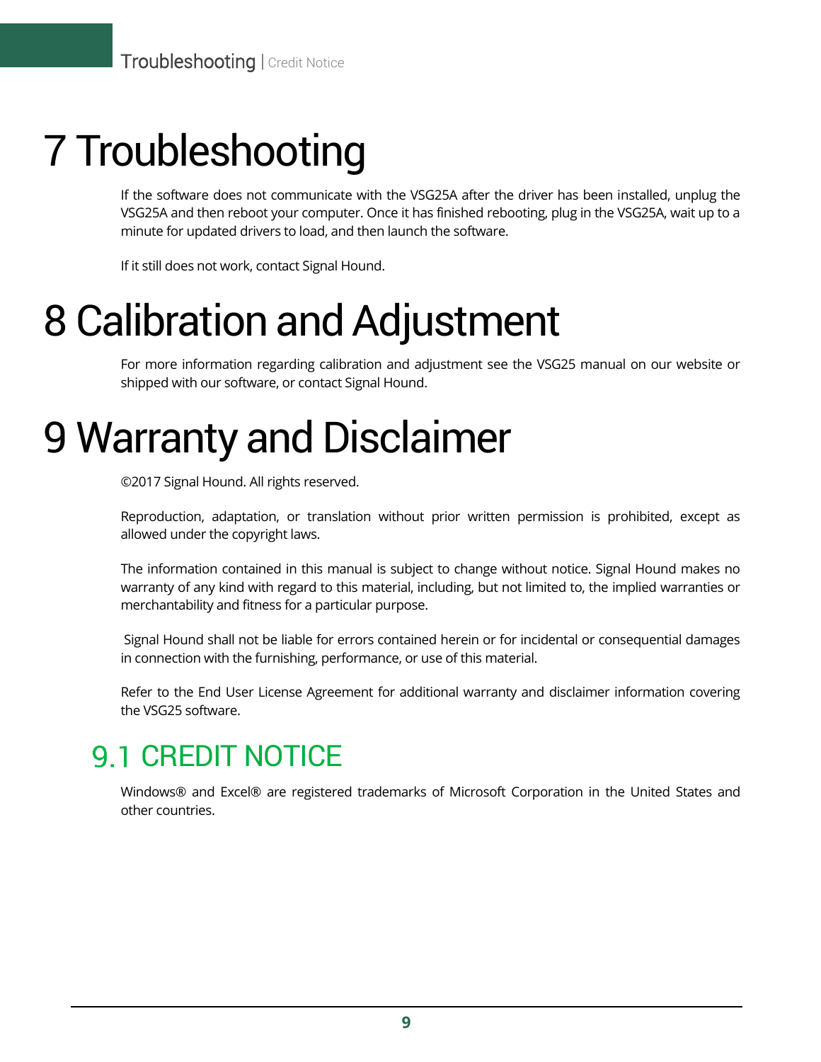# 7 Troubleshooting

If the software does not communicate with the VSG25A after the driver has been installed, unplug the VSG25A and then reboot your computer. Once it has finished rebooting, plug in the VSG25A, wait up to a minute for updated drivers to load, and then launch the software.

If it still does not work, contact Signal Hound.

# 8 Calibration and Adjustment

For more information regarding calibration and adjustment see the VSG25 manual on our website or shipped with our software, or contact Signal Hound.

# 9 Warranty and Disclaimer

©2017 Signal Hound. All rights reserved.

Reproduction, adaptation, or translation without prior written permission is prohibited, except as allowed under the copyright laws.

The information contained in this manual is subject to change without notice. Signal Hound makes no warranty of any kind with regard to this material, including, but not limited to, the implied warranties or merchantability and fitness for a particular purpose.

Signal Hound shall not be liable for errors contained herein or for incidental or consequential damages in connection with the furnishing, performance, or use of this material.

Refer to the End User License Agreement for additional warranty and disclaimer information covering the VSG25 software.

## 9.1 CREDIT NOTICE

Windows® and Excel® are registered trademarks of Microsoft Corporation in the United States and other countries.